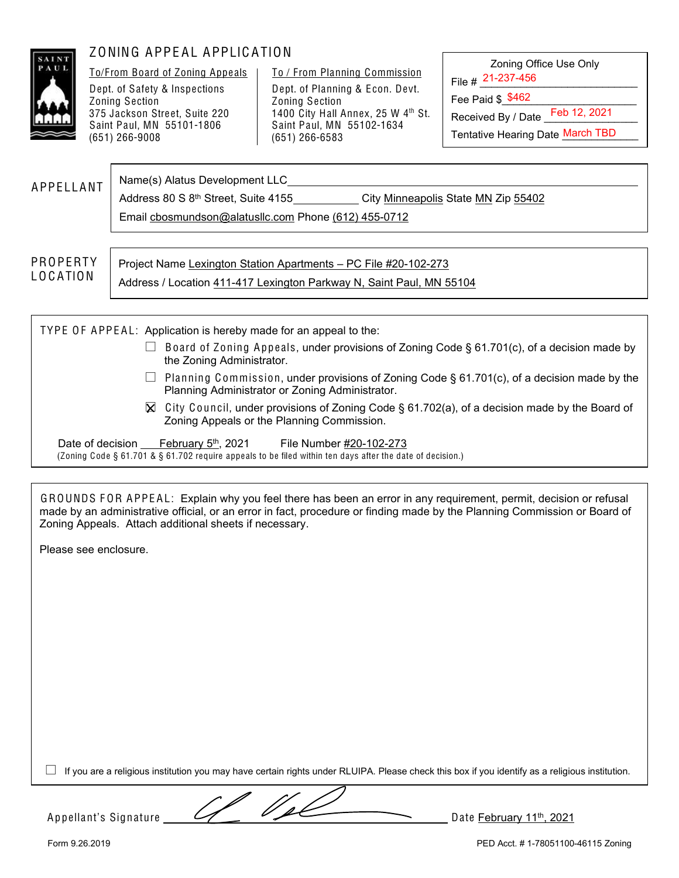# ZONING APPEAL APPLICATION

| To/From Board of Zoning Appeals | To / From Planning Commission |
|---|---|
| Dept. of Safety & Inspections | Dept. of Planning & Econ. Devt. |
| Zoning Section | Zoning Section |
| 375 Jackson Street, Suite 220 | 1400 City Hall Annex, 25 W 4th St. |
| Saint Paul, MN 55101-1806 | Saint Paul, MN 55102-1634 |
| (651) 266-9008 | (651) 266-6583 |

**Zoning Office Use Only**

File # 21-237-456

Fee Paid $ $462

Received By / Date Feb 12, 2021

Tentative Hearing Date March TBD

## APPELLANT

Name(s) Alatus Development LLC

Address 80 S 8th Street, Suite 4155 City Minneapolis State MN Zip 55402

Email cbosmundson@alatusllc.com Phone (612) 455-0712

## PROPERTY LOCATION

Project Name Lexington Station Apartments – PC File #20-102-273

Address / Location 411-417 Lexington Parkway N, Saint Paul, MN 55104

## TYPE OF APPEAL:

Application is hereby made for an appeal to the:

- ☐ Board of Zoning Appeals, under provisions of Zoning Code § 61.701(c), of a decision made by the Zoning Administrator.
- ☐ Planning Commission, under provisions of Zoning Code § 61.701(c), of a decision made by the Planning Administrator or Zoning Administrator.
- ☒ City Council, under provisions of Zoning Code § 61.702(a), of a decision made by the Board of Zoning Appeals or the Planning Commission.

Date of decision February 5th, 2021 File Number #20-102-273

(Zoning Code § 61.701 & § 61.702 require appeals to be filed within ten days after the date of decision.)

## GROUNDS FOR APPEAL:

Explain why you feel there has been an error in any requirement, permit, decision or refusal made by an administrative official, or an error in fact, procedure or finding made by the Planning Commission or Board of Zoning Appeals. Attach additional sheets if necessary.

Please see enclosure.

☐ If you are a religious institution you may have certain rights under RLUIPA. Please check this box if you identify as a religious institution.

Appellant's Signature [signature] Date February 11th, 2021

Form 9.26.2019

PED Acct. # 1-78051100-46115 Zoning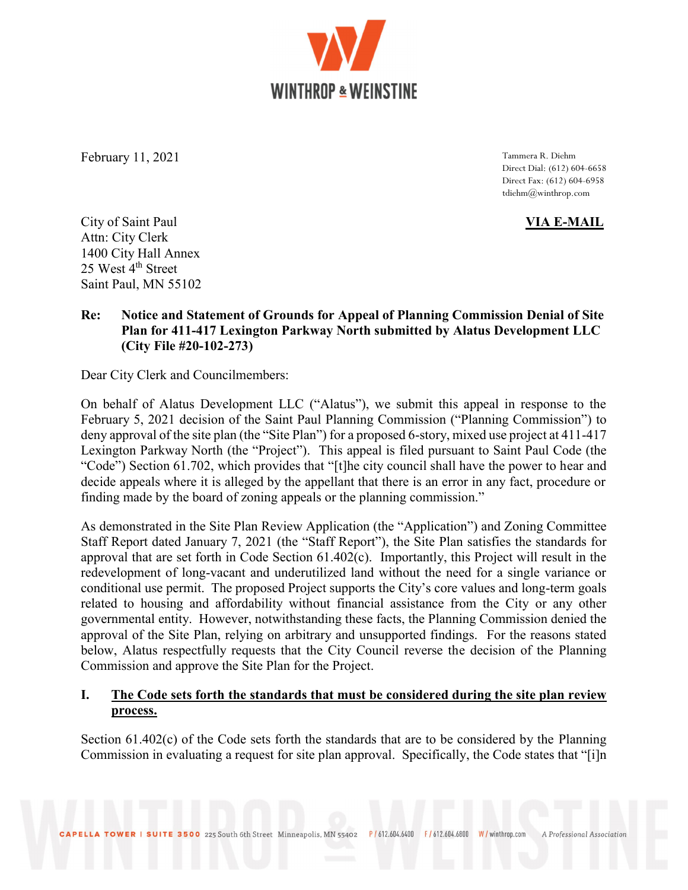February 11, 2021

Tammera R. Diehm
Direct Dial: (612) 604-6658
Direct Fax: (612) 604-6958
tdiehm@winthrop.com

City of Saint Paul
Attn: City Clerk
1400 City Hall Annex
25 West 4th Street
Saint Paul, MN 55102

**VIA E-MAIL**

**Re: Notice and Statement of Grounds for Appeal of Planning Commission Denial of Site Plan for 411-417 Lexington Parkway North submitted by Alatus Development LLC (City File #20-102-273)**

Dear City Clerk and Councilmembers:

On behalf of Alatus Development LLC ("Alatus"), we submit this appeal in response to the February 5, 2021 decision of the Saint Paul Planning Commission ("Planning Commission") to deny approval of the site plan (the "Site Plan") for a proposed 6-story, mixed use project at 411-417 Lexington Parkway North (the "Project"). This appeal is filed pursuant to Saint Paul Code (the "Code") Section 61.702, which provides that "[t]he city council shall have the power to hear and decide appeals where it is alleged by the appellant that there is an error in any fact, procedure or finding made by the board of zoning appeals or the planning commission."

As demonstrated in the Site Plan Review Application (the "Application") and Zoning Committee Staff Report dated January 7, 2021 (the "Staff Report"), the Site Plan satisfies the standards for approval that are set forth in Code Section 61.402(c). Importantly, this Project will result in the redevelopment of long-vacant and underutilized land without the need for a single variance or conditional use permit. The proposed Project supports the City's core values and long-term goals related to housing and affordability without financial assistance from the City or any other governmental entity. However, notwithstanding these facts, the Planning Commission denied the approval of the Site Plan, relying on arbitrary and unsupported findings. For the reasons stated below, Alatus respectfully requests that the City Council reverse the decision of the Planning Commission and approve the Site Plan for the Project.

## I. <u>The Code sets forth the standards that must be considered during the site plan review process.</u>

Section 61.402(c) of the Code sets forth the standards that are to be considered by the Planning Commission in evaluating a request for site plan approval. Specifically, the Code states that "[i]n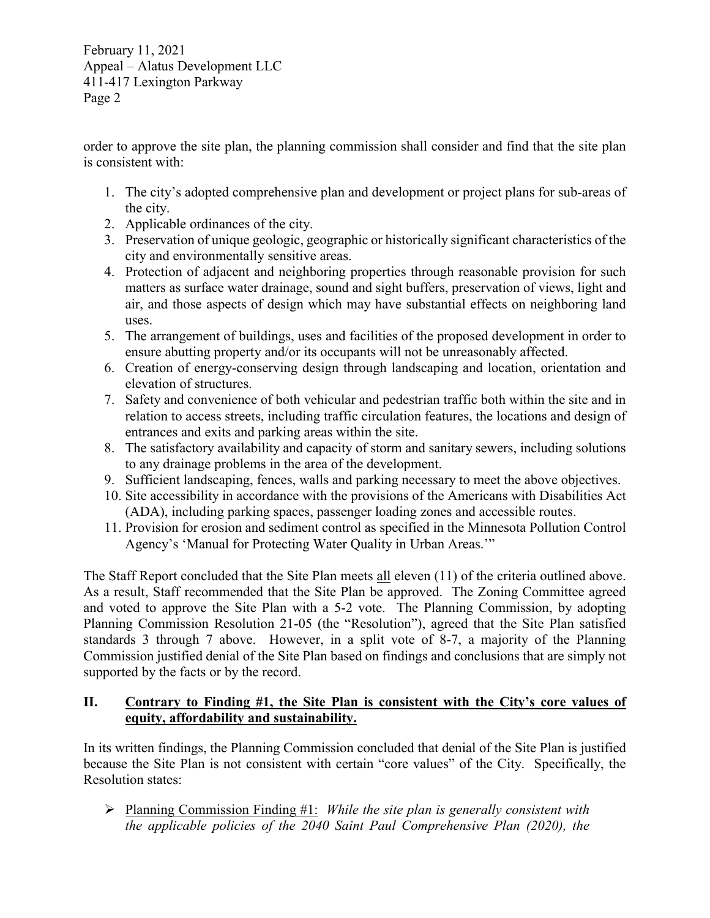order to approve the site plan, the planning commission shall consider and find that the site plan is consistent with:

1. The city's adopted comprehensive plan and development or project plans for sub-areas of the city.
2. Applicable ordinances of the city.
3. Preservation of unique geologic, geographic or historically significant characteristics of the city and environmentally sensitive areas.
4. Protection of adjacent and neighboring properties through reasonable provision for such matters as surface water drainage, sound and sight buffers, preservation of views, light and air, and those aspects of design which may have substantial effects on neighboring land uses.
5. The arrangement of buildings, uses and facilities of the proposed development in order to ensure abutting property and/or its occupants will not be unreasonably affected.
6. Creation of energy-conserving design through landscaping and location, orientation and elevation of structures.
7. Safety and convenience of both vehicular and pedestrian traffic both within the site and in relation to access streets, including traffic circulation features, the locations and design of entrances and exits and parking areas within the site.
8. The satisfactory availability and capacity of storm and sanitary sewers, including solutions to any drainage problems in the area of the development.
9. Sufficient landscaping, fences, walls and parking necessary to meet the above objectives.
10. Site accessibility in accordance with the provisions of the Americans with Disabilities Act (ADA), including parking spaces, passenger loading zones and accessible routes.
11. Provision for erosion and sediment control as specified in the Minnesota Pollution Control Agency's 'Manual for Protecting Water Quality in Urban Areas.'"

The Staff Report concluded that the Site Plan meets <u>all</u> eleven (11) of the criteria outlined above. As a result, Staff recommended that the Site Plan be approved. The Zoning Committee agreed and voted to approve the Site Plan with a 5-2 vote. The Planning Commission, by adopting Planning Commission Resolution 21-05 (the "Resolution"), agreed that the Site Plan satisfied standards 3 through 7 above. However, in a split vote of 8-7, a majority of the Planning Commission justified denial of the Site Plan based on findings and conclusions that are simply not supported by the facts or by the record.

## II. <u>Contrary to Finding #1, the Site Plan is consistent with the City's core values of equity, affordability and sustainability.</u>

In its written findings, the Planning Commission concluded that denial of the Site Plan is justified because the Site Plan is not consistent with certain "core values" of the City. Specifically, the Resolution states:

- <u>Planning Commission Finding #1:</u> *While the site plan is generally consistent with the applicable policies of the 2040 Saint Paul Comprehensive Plan (2020), the*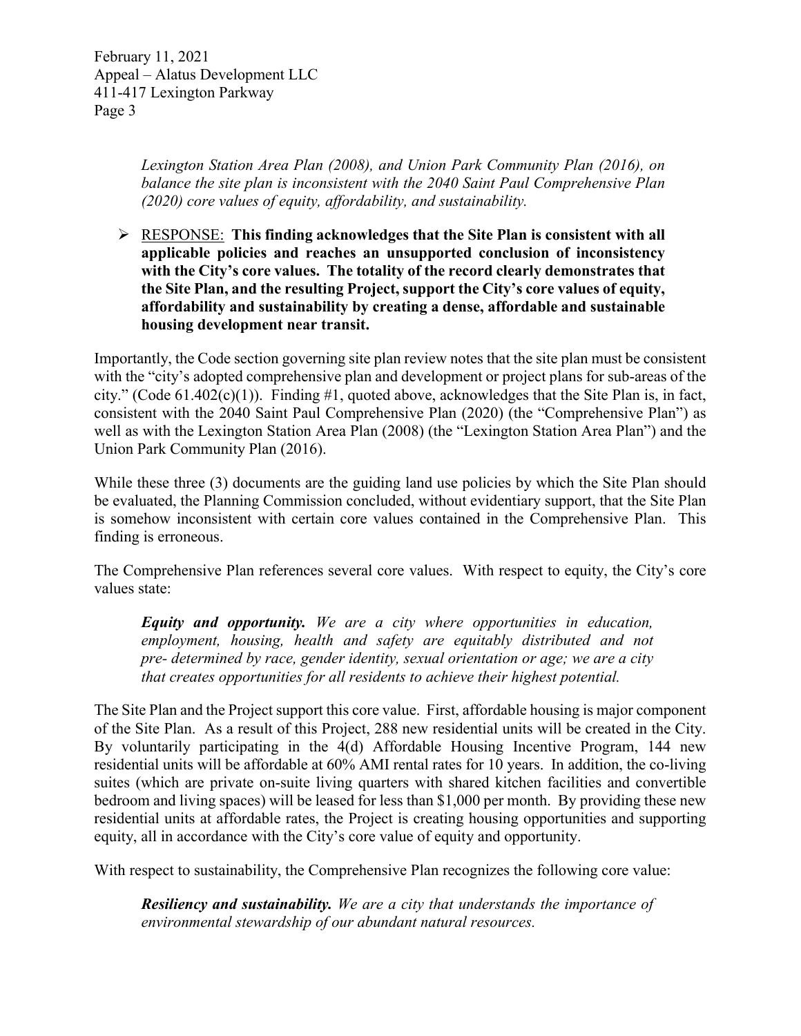> *Lexington Station Area Plan (2008), and Union Park Community Plan (2016), on balance the site plan is inconsistent with the 2040 Saint Paul Comprehensive Plan (2020) core values of equity, affordability, and sustainability.*

- RESPONSE: **This finding acknowledges that the Site Plan is consistent with all applicable policies and reaches an unsupported conclusion of inconsistency with the City's core values. The totality of the record clearly demonstrates that the Site Plan, and the resulting Project, support the City's core values of equity, affordability and sustainability by creating a dense, affordable and sustainable housing development near transit.**

Importantly, the Code section governing site plan review notes that the site plan must be consistent with the "city's adopted comprehensive plan and development or project plans for sub-areas of the city." (Code 61.402(c)(1)). Finding #1, quoted above, acknowledges that the Site Plan is, in fact, consistent with the 2040 Saint Paul Comprehensive Plan (2020) (the "Comprehensive Plan") as well as with the Lexington Station Area Plan (2008) (the "Lexington Station Area Plan") and the Union Park Community Plan (2016).

While these three (3) documents are the guiding land use policies by which the Site Plan should be evaluated, the Planning Commission concluded, without evidentiary support, that the Site Plan is somehow inconsistent with certain core values contained in the Comprehensive Plan. This finding is erroneous.

The Comprehensive Plan references several core values. With respect to equity, the City's core values state:

> ***Equity and opportunity.*** *We are a city where opportunities in education, employment, housing, health and safety are equitably distributed and not pre- determined by race, gender identity, sexual orientation or age; we are a city that creates opportunities for all residents to achieve their highest potential.*

The Site Plan and the Project support this core value. First, affordable housing is major component of the Site Plan. As a result of this Project, 288 new residential units will be created in the City. By voluntarily participating in the 4(d) Affordable Housing Incentive Program, 144 new residential units will be affordable at 60% AMI rental rates for 10 years. In addition, the co-living suites (which are private on-suite living quarters with shared kitchen facilities and convertible bedroom and living spaces) will be leased for less than $1,000 per month. By providing these new residential units at affordable rates, the Project is creating housing opportunities and supporting equity, all in accordance with the City's core value of equity and opportunity.

With respect to sustainability, the Comprehensive Plan recognizes the following core value:

> ***Resiliency and sustainability.*** *We are a city that understands the importance of environmental stewardship of our abundant natural resources.*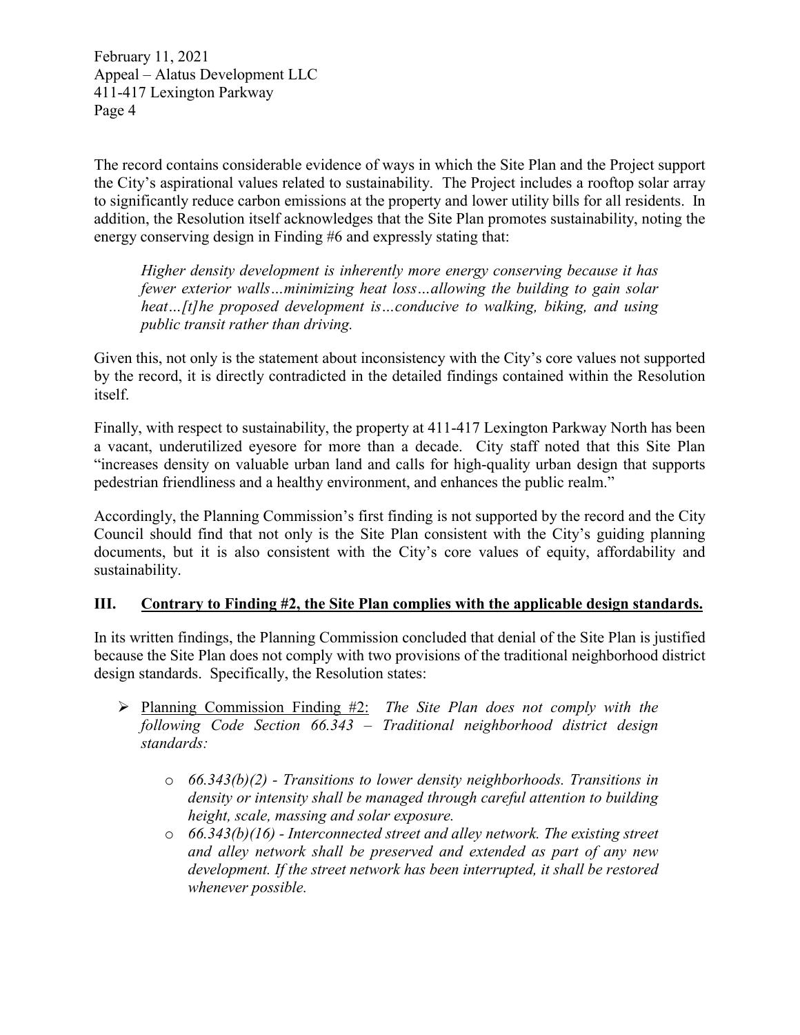The record contains considerable evidence of ways in which the Site Plan and the Project support the City's aspirational values related to sustainability. The Project includes a rooftop solar array to significantly reduce carbon emissions at the property and lower utility bills for all residents. In addition, the Resolution itself acknowledges that the Site Plan promotes sustainability, noting the energy conserving design in Finding #6 and expressly stating that:

> *Higher density development is inherently more energy conserving because it has fewer exterior walls…minimizing heat loss…allowing the building to gain solar heat…[t]he proposed development is…conducive to walking, biking, and using public transit rather than driving.*

Given this, not only is the statement about inconsistency with the City's core values not supported by the record, it is directly contradicted in the detailed findings contained within the Resolution itself.

Finally, with respect to sustainability, the property at 411-417 Lexington Parkway North has been a vacant, underutilized eyesore for more than a decade. City staff noted that this Site Plan "increases density on valuable urban land and calls for high-quality urban design that supports pedestrian friendliness and a healthy environment, and enhances the public realm."

Accordingly, the Planning Commission's first finding is not supported by the record and the City Council should find that not only is the Site Plan consistent with the City's guiding planning documents, but it is also consistent with the City's core values of equity, affordability and sustainability.

## III. Contrary to Finding #2, the Site Plan complies with the applicable design standards.

In its written findings, the Planning Commission concluded that denial of the Site Plan is justified because the Site Plan does not comply with two provisions of the traditional neighborhood district design standards. Specifically, the Resolution states:

- Planning Commission Finding #2: *The Site Plan does not comply with the following Code Section 66.343 – Traditional neighborhood district design standards:*
  - *66.343(b)(2) - Transitions to lower density neighborhoods. Transitions in density or intensity shall be managed through careful attention to building height, scale, massing and solar exposure.*
  - *66.343(b)(16) - Interconnected street and alley network. The existing street and alley network shall be preserved and extended as part of any new development. If the street network has been interrupted, it shall be restored whenever possible.*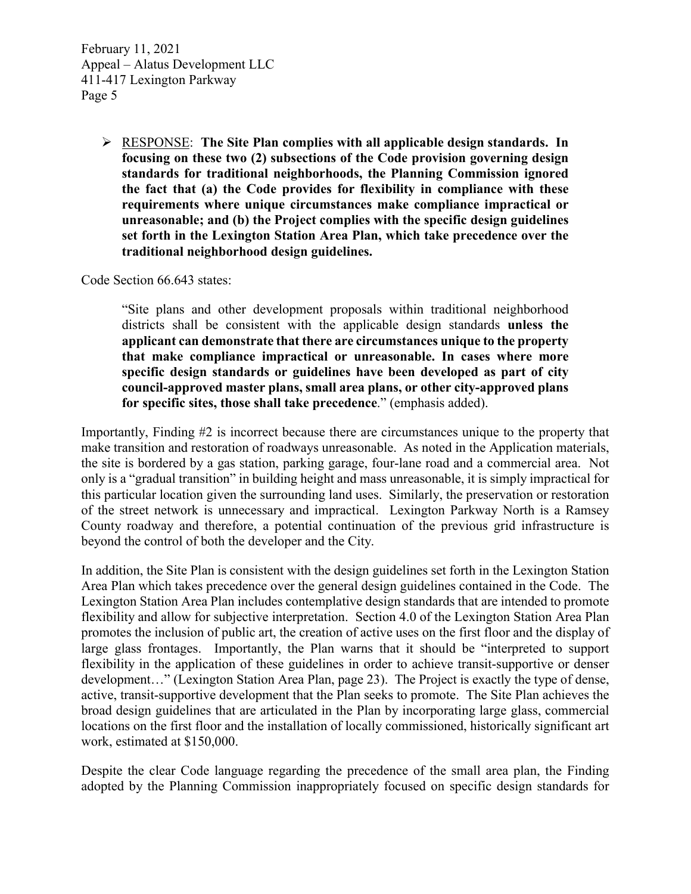- RESPONSE: **The Site Plan complies with all applicable design standards. In focusing on these two (2) subsections of the Code provision governing design standards for traditional neighborhoods, the Planning Commission ignored the fact that (a) the Code provides for flexibility in compliance with these requirements where unique circumstances make compliance impractical or unreasonable; and (b) the Project complies with the specific design guidelines set forth in the Lexington Station Area Plan, which take precedence over the traditional neighborhood design guidelines.**

Code Section 66.643 states:

> "Site plans and other development proposals within traditional neighborhood districts shall be consistent with the applicable design standards **unless the applicant can demonstrate that there are circumstances unique to the property that make compliance impractical or unreasonable. In cases where more specific design standards or guidelines have been developed as part of city council-approved master plans, small area plans, or other city-approved plans for specific sites, those shall take precedence**." (emphasis added).

Importantly, Finding #2 is incorrect because there are circumstances unique to the property that make transition and restoration of roadways unreasonable. As noted in the Application materials, the site is bordered by a gas station, parking garage, four-lane road and a commercial area. Not only is a "gradual transition" in building height and mass unreasonable, it is simply impractical for this particular location given the surrounding land uses. Similarly, the preservation or restoration of the street network is unnecessary and impractical. Lexington Parkway North is a Ramsey County roadway and therefore, a potential continuation of the previous grid infrastructure is beyond the control of both the developer and the City.

In addition, the Site Plan is consistent with the design guidelines set forth in the Lexington Station Area Plan which takes precedence over the general design guidelines contained in the Code. The Lexington Station Area Plan includes contemplative design standards that are intended to promote flexibility and allow for subjective interpretation. Section 4.0 of the Lexington Station Area Plan promotes the inclusion of public art, the creation of active uses on the first floor and the display of large glass frontages. Importantly, the Plan warns that it should be "interpreted to support flexibility in the application of these guidelines in order to achieve transit-supportive or denser development…" (Lexington Station Area Plan, page 23). The Project is exactly the type of dense, active, transit-supportive development that the Plan seeks to promote. The Site Plan achieves the broad design guidelines that are articulated in the Plan by incorporating large glass, commercial locations on the first floor and the installation of locally commissioned, historically significant art work, estimated at $150,000.

Despite the clear Code language regarding the precedence of the small area plan, the Finding adopted by the Planning Commission inappropriately focused on specific design standards for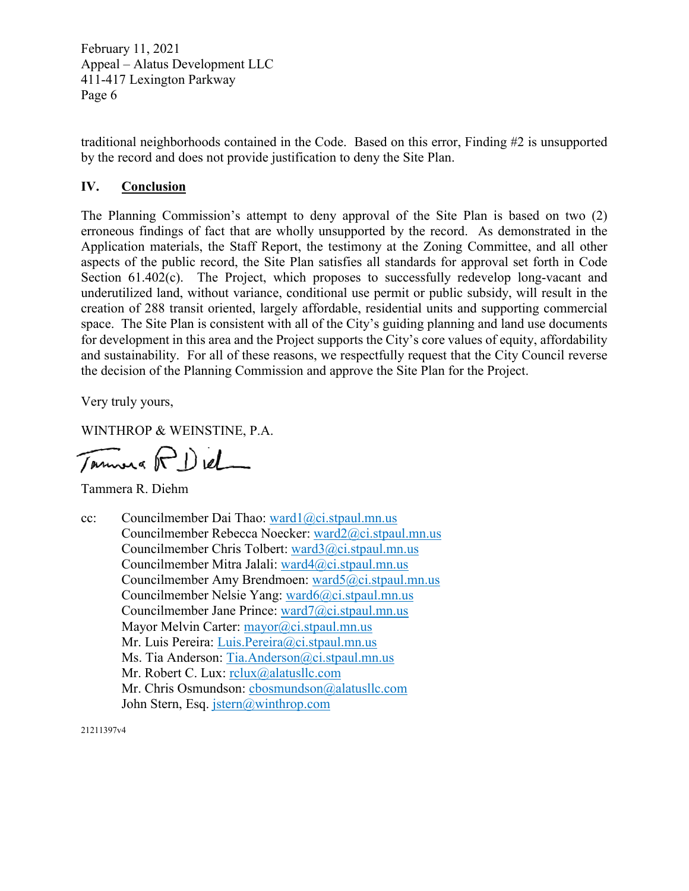traditional neighborhoods contained in the Code. Based on this error, Finding #2 is unsupported by the record and does not provide justification to deny the Site Plan.

## IV. Conclusion

The Planning Commission's attempt to deny approval of the Site Plan is based on two (2) erroneous findings of fact that are wholly unsupported by the record. As demonstrated in the Application materials, the Staff Report, the testimony at the Zoning Committee, and all other aspects of the public record, the Site Plan satisfies all standards for approval set forth in Code Section 61.402(c). The Project, which proposes to successfully redevelop long-vacant and underutilized land, without variance, conditional use permit or public subsidy, will result in the creation of 288 transit oriented, largely affordable, residential units and supporting commercial space. The Site Plan is consistent with all of the City's guiding planning and land use documents for development in this area and the Project supports the City's core values of equity, affordability and sustainability. For all of these reasons, we respectfully request that the City Council reverse the decision of the Planning Commission and approve the Site Plan for the Project.

Very truly yours,

WINTHROP & WEINSTINE, P.A.

Tammera R. Diehm

cc: Councilmember Dai Thao: ward1@ci.stpaul.mn.us
Councilmember Rebecca Noecker: ward2@ci.stpaul.mn.us
Councilmember Chris Tolbert: ward3@ci.stpaul.mn.us
Councilmember Mitra Jalali: ward4@ci.stpaul.mn.us
Councilmember Amy Brendmoen: ward5@ci.stpaul.mn.us
Councilmember Nelsie Yang: ward6@ci.stpaul.mn.us
Councilmember Jane Prince: ward7@ci.stpaul.mn.us
Mayor Melvin Carter: mayor@ci.stpaul.mn.us
Mr. Luis Pereira: Luis.Pereira@ci.stpaul.mn.us
Ms. Tia Anderson: Tia.Anderson@ci.stpaul.mn.us
Mr. Robert C. Lux: rclux@alatusllc.com
Mr. Chris Osmundson: cbosmundson@alatusllc.com
John Stern, Esq. jstern@winthrop.com

21211397v4